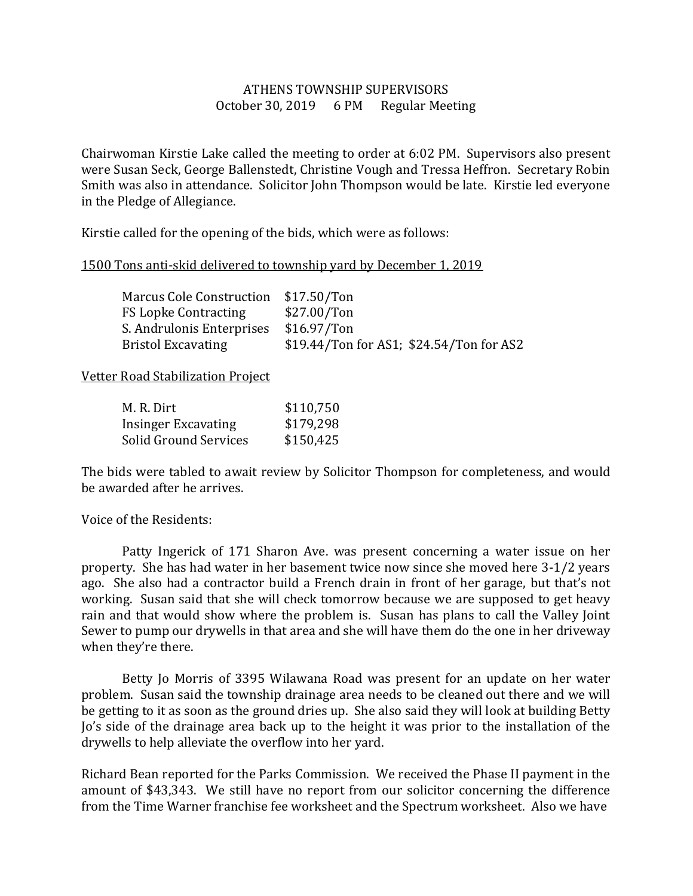ATHENS TOWNSHIP SUPERVISORS
October 30, 2019 6 PM Regular Meeting

Chairwoman Kirstie Lake called the meeting to order at 6:02 PM. Supervisors also present were Susan Seck, George Ballenstedt, Christine Vough and Tressa Heffron. Secretary Robin Smith was also in attendance. Solicitor John Thompson would be late. Kirstie led everyone in the Pledge of Allegiance.

Kirstie called for the opening of the bids, which were as follows:

<u>1500 Tons anti-skid delivered to township yard by December 1, 2019</u>

| | |
|---|---|
| Marcus Cole Construction | $17.50/Ton |
| FS Lopke Contracting | $27.00/Ton |
| S. Andrulonis Enterprises | $16.97/Ton |
| Bristol Excavating | $19.44/Ton for AS1; $24.54/Ton for AS2 |

<u>Vetter Road Stabilization Project</u>

| | |
|---|---|
| M. R. Dirt | $110,750 |
| Insinger Excavating | $179,298 |
| Solid Ground Services | $150,425 |

The bids were tabled to await review by Solicitor Thompson for completeness, and would be awarded after he arrives.

Voice of the Residents:

Patty Ingerick of 171 Sharon Ave. was present concerning a water issue on her property. She has had water in her basement twice now since she moved here 3-1/2 years ago. She also had a contractor build a French drain in front of her garage, but that's not working. Susan said that she will check tomorrow because we are supposed to get heavy rain and that would show where the problem is. Susan has plans to call the Valley Joint Sewer to pump our drywells in that area and she will have them do the one in her driveway when they're there.

Betty Jo Morris of 3395 Wilawana Road was present for an update on her water problem. Susan said the township drainage area needs to be cleaned out there and we will be getting to it as soon as the ground dries up. She also said they will look at building Betty Jo's side of the drainage area back up to the height it was prior to the installation of the drywells to help alleviate the overflow into her yard.

Richard Bean reported for the Parks Commission. We received the Phase II payment in the amount of $43,343. We still have no report from our solicitor concerning the difference from the Time Warner franchise fee worksheet and the Spectrum worksheet. Also we have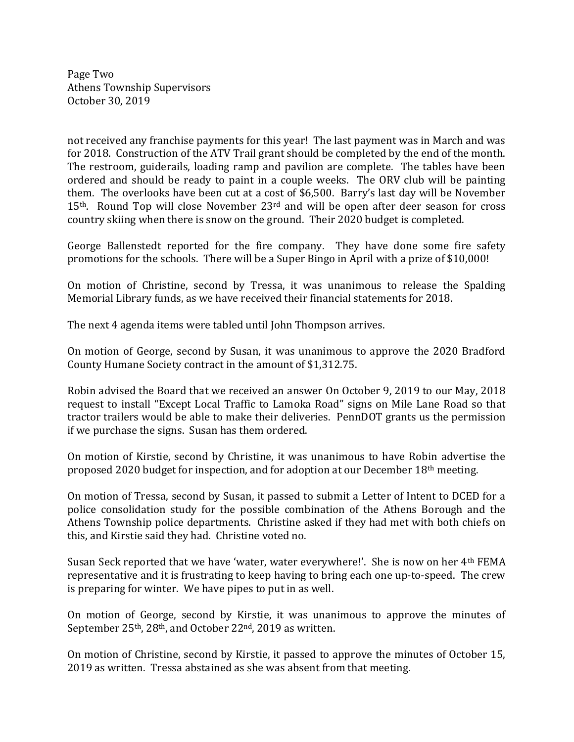not received any franchise payments for this year! The last payment was in March and was for 2018. Construction of the ATV Trail grant should be completed by the end of the month. The restroom, guiderails, loading ramp and pavilion are complete. The tables have been ordered and should be ready to paint in a couple weeks. The ORV club will be painting them. The overlooks have been cut at a cost of $6,500. Barry's last day will be November 15th. Round Top will close November 23rd and will be open after deer season for cross country skiing when there is snow on the ground. Their 2020 budget is completed.

George Ballenstedt reported for the fire company. They have done some fire safety promotions for the schools. There will be a Super Bingo in April with a prize of $10,000!

On motion of Christine, second by Tressa, it was unanimous to release the Spalding Memorial Library funds, as we have received their financial statements for 2018.

The next 4 agenda items were tabled until John Thompson arrives.

On motion of George, second by Susan, it was unanimous to approve the 2020 Bradford County Humane Society contract in the amount of $1,312.75.

Robin advised the Board that we received an answer On October 9, 2019 to our May, 2018 request to install "Except Local Traffic to Lamoka Road" signs on Mile Lane Road so that tractor trailers would be able to make their deliveries. PennDOT grants us the permission if we purchase the signs. Susan has them ordered.

On motion of Kirstie, second by Christine, it was unanimous to have Robin advertise the proposed 2020 budget for inspection, and for adoption at our December 18th meeting.

On motion of Tressa, second by Susan, it passed to submit a Letter of Intent to DCED for a police consolidation study for the possible combination of the Athens Borough and the Athens Township police departments. Christine asked if they had met with both chiefs on this, and Kirstie said they had. Christine voted no.

Susan Seck reported that we have 'water, water everywhere!'. She is now on her 4th FEMA representative and it is frustrating to keep having to bring each one up-to-speed. The crew is preparing for winter. We have pipes to put in as well.

On motion of George, second by Kirstie, it was unanimous to approve the minutes of September 25th, 28th, and October 22nd, 2019 as written.

On motion of Christine, second by Kirstie, it passed to approve the minutes of October 15, 2019 as written. Tressa abstained as she was absent from that meeting.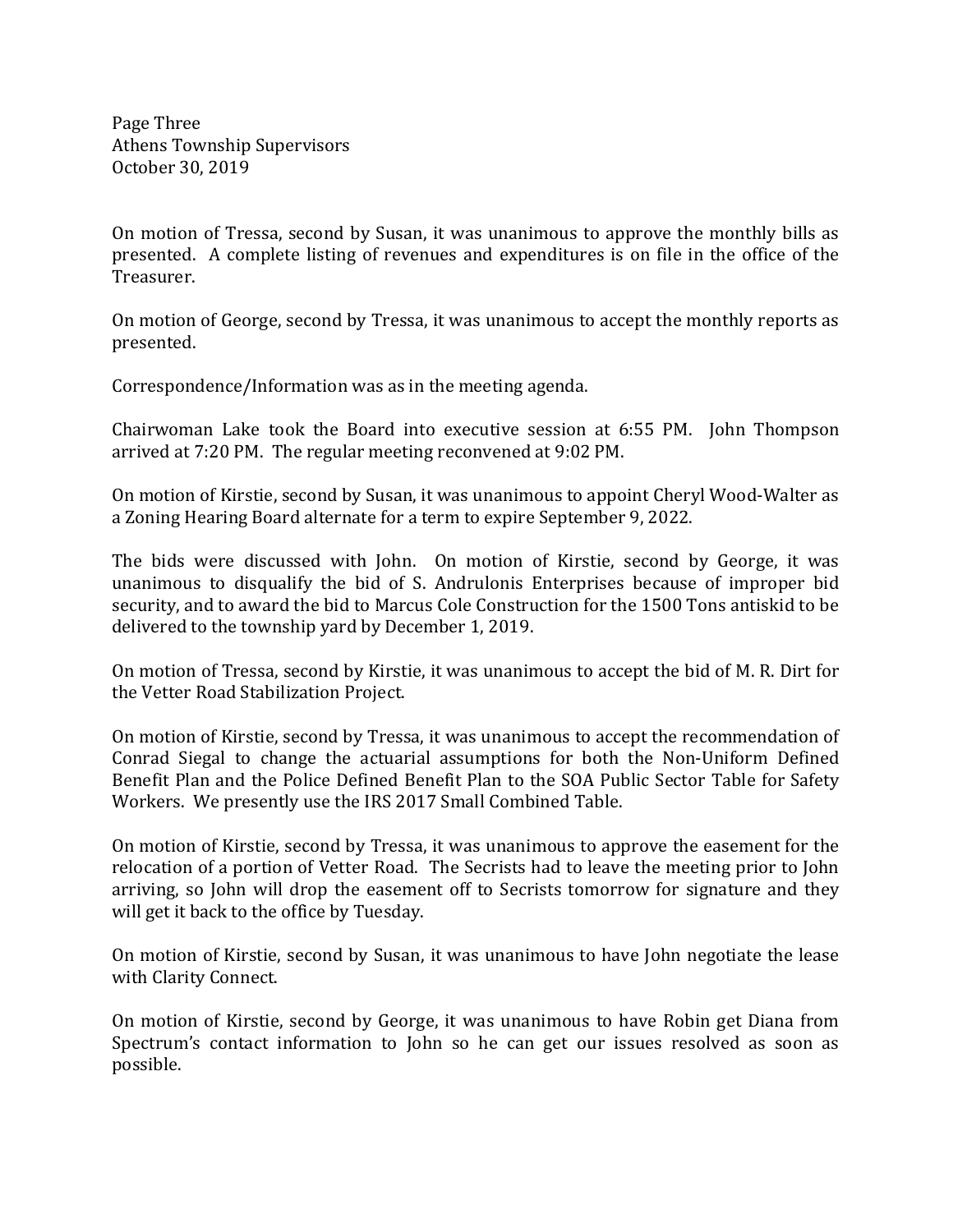On motion of Tressa, second by Susan, it was unanimous to approve the monthly bills as presented. A complete listing of revenues and expenditures is on file in the office of the Treasurer.

On motion of George, second by Tressa, it was unanimous to accept the monthly reports as presented.

Correspondence/Information was as in the meeting agenda.

Chairwoman Lake took the Board into executive session at 6:55 PM. John Thompson arrived at 7:20 PM. The regular meeting reconvened at 9:02 PM.

On motion of Kirstie, second by Susan, it was unanimous to appoint Cheryl Wood-Walter as a Zoning Hearing Board alternate for a term to expire September 9, 2022.

The bids were discussed with John. On motion of Kirstie, second by George, it was unanimous to disqualify the bid of S. Andrulonis Enterprises because of improper bid security, and to award the bid to Marcus Cole Construction for the 1500 Tons antiskid to be delivered to the township yard by December 1, 2019.

On motion of Tressa, second by Kirstie, it was unanimous to accept the bid of M. R. Dirt for the Vetter Road Stabilization Project.

On motion of Kirstie, second by Tressa, it was unanimous to accept the recommendation of Conrad Siegal to change the actuarial assumptions for both the Non-Uniform Defined Benefit Plan and the Police Defined Benefit Plan to the SOA Public Sector Table for Safety Workers. We presently use the IRS 2017 Small Combined Table.

On motion of Kirstie, second by Tressa, it was unanimous to approve the easement for the relocation of a portion of Vetter Road. The Secrists had to leave the meeting prior to John arriving, so John will drop the easement off to Secrists tomorrow for signature and they will get it back to the office by Tuesday.

On motion of Kirstie, second by Susan, it was unanimous to have John negotiate the lease with Clarity Connect.

On motion of Kirstie, second by George, it was unanimous to have Robin get Diana from Spectrum's contact information to John so he can get our issues resolved as soon as possible.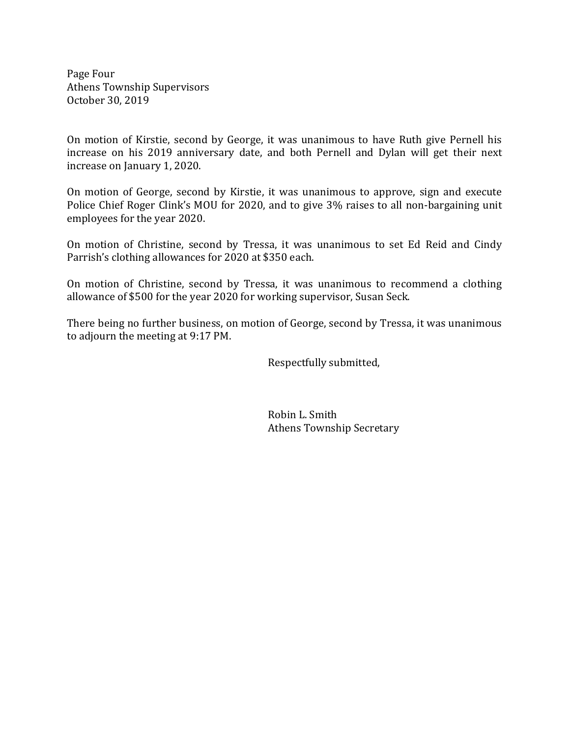On motion of Kirstie, second by George, it was unanimous to have Ruth give Pernell his increase on his 2019 anniversary date, and both Pernell and Dylan will get their next increase on January 1, 2020.

On motion of George, second by Kirstie, it was unanimous to approve, sign and execute Police Chief Roger Clink's MOU for 2020, and to give 3% raises to all non-bargaining unit employees for the year 2020.

On motion of Christine, second by Tressa, it was unanimous to set Ed Reid and Cindy Parrish's clothing allowances for 2020 at $350 each.

On motion of Christine, second by Tressa, it was unanimous to recommend a clothing allowance of $500 for the year 2020 for working supervisor, Susan Seck.

There being no further business, on motion of George, second by Tressa, it was unanimous to adjourn the meeting at 9:17 PM.

Respectfully submitted,

Robin L. Smith
Athens Township Secretary